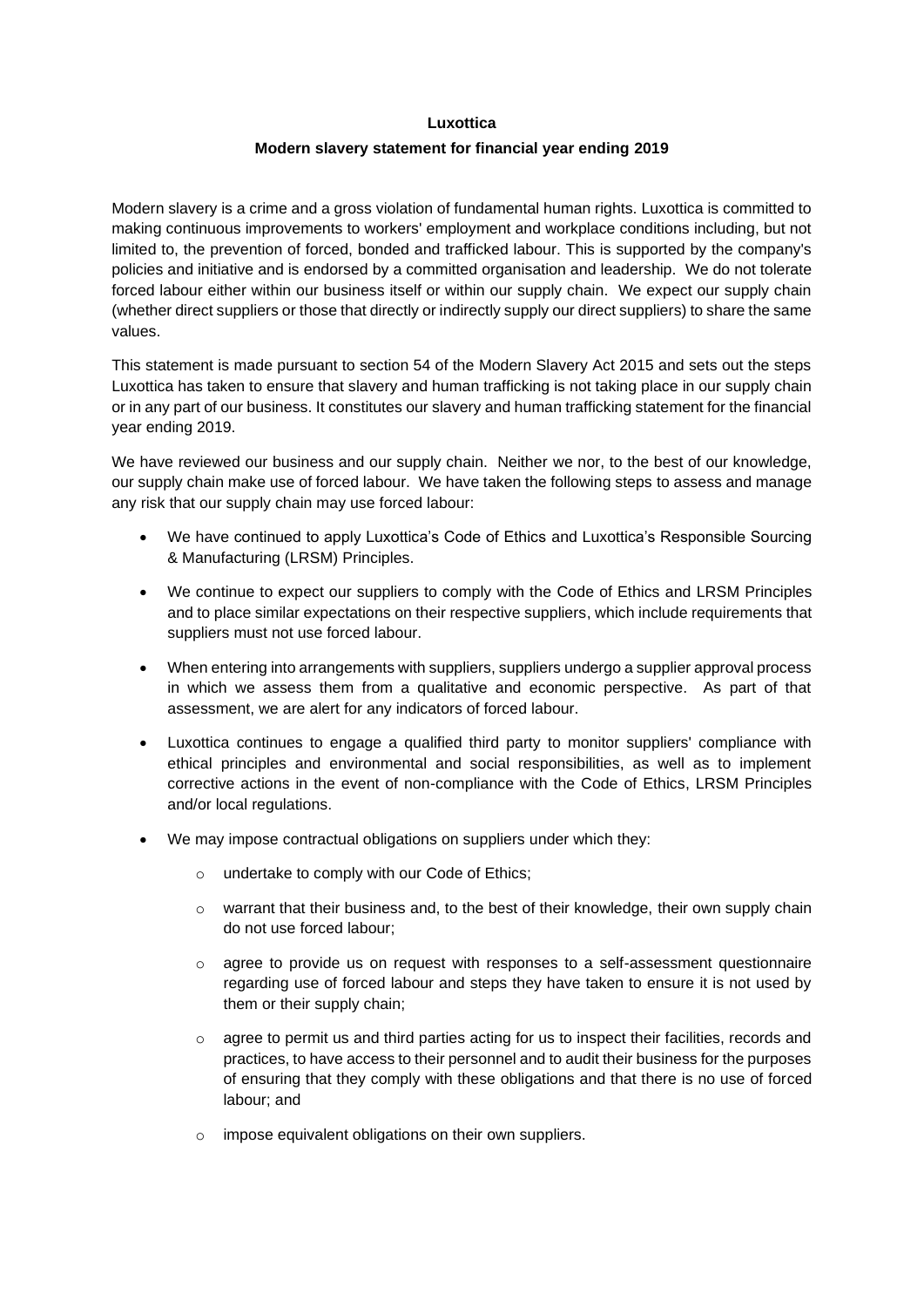# Luxottica

## Modern slavery statement for financial year ending 2019

Modern slavery is a crime and a gross violation of fundamental human rights. Luxottica is committed to making continuous improvements to workers' employment and workplace conditions including, but not limited to, the prevention of forced, bonded and trafficked labour. This is supported by the company's policies and initiative and is endorsed by a committed organisation and leadership. We do not tolerate forced labour either within our business itself or within our supply chain. We expect our supply chain (whether direct suppliers or those that directly or indirectly supply our direct suppliers) to share the same values.

This statement is made pursuant to section 54 of the Modern Slavery Act 2015 and sets out the steps Luxottica has taken to ensure that slavery and human trafficking is not taking place in our supply chain or in any part of our business. It constitutes our slavery and human trafficking statement for the financial year ending 2019.

We have reviewed our business and our supply chain. Neither we nor, to the best of our knowledge, our supply chain make use of forced labour. We have taken the following steps to assess and manage any risk that our supply chain may use forced labour:

- We have continued to apply Luxottica's Code of Ethics and Luxottica's Responsible Sourcing & Manufacturing (LRSM) Principles.
- We continue to expect our suppliers to comply with the Code of Ethics and LRSM Principles and to place similar expectations on their respective suppliers, which include requirements that suppliers must not use forced labour.
- When entering into arrangements with suppliers, suppliers undergo a supplier approval process in which we assess them from a qualitative and economic perspective. As part of that assessment, we are alert for any indicators of forced labour.
- Luxottica continues to engage a qualified third party to monitor suppliers' compliance with ethical principles and environmental and social responsibilities, as well as to implement corrective actions in the event of non-compliance with the Code of Ethics, LRSM Principles and/or local regulations.
- We may impose contractual obligations on suppliers under which they:
  - undertake to comply with our Code of Ethics;
  - warrant that their business and, to the best of their knowledge, their own supply chain do not use forced labour;
  - agree to provide us on request with responses to a self-assessment questionnaire regarding use of forced labour and steps they have taken to ensure it is not used by them or their supply chain;
  - agree to permit us and third parties acting for us to inspect their facilities, records and practices, to have access to their personnel and to audit their business for the purposes of ensuring that they comply with these obligations and that there is no use of forced labour; and
  - impose equivalent obligations on their own suppliers.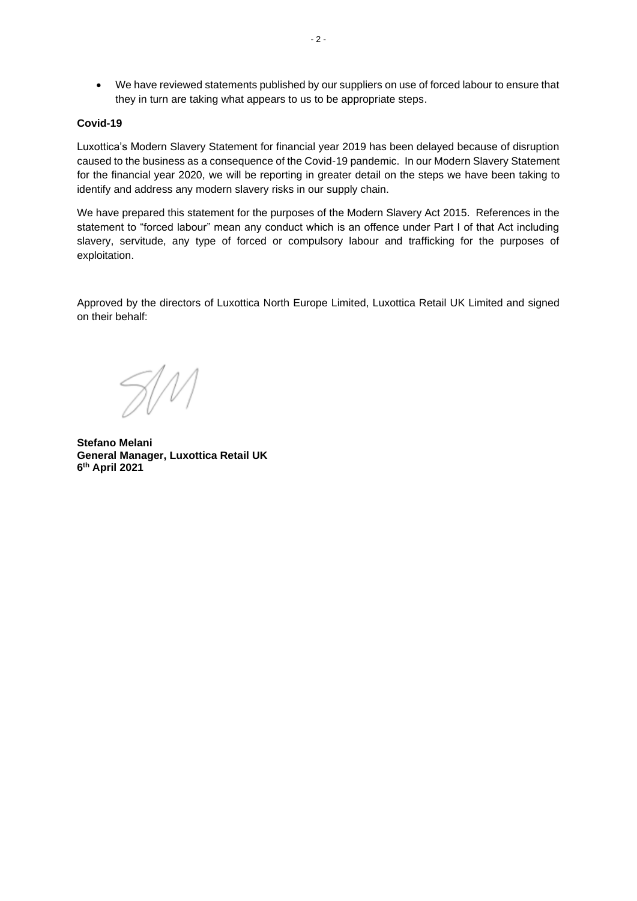- We have reviewed statements published by our suppliers on use of forced labour to ensure that they in turn are taking what appears to us to be appropriate steps.

**Covid-19**

Luxottica's Modern Slavery Statement for financial year 2019 has been delayed because of disruption caused to the business as a consequence of the Covid-19 pandemic. In our Modern Slavery Statement for the financial year 2020, we will be reporting in greater detail on the steps we have been taking to identify and address any modern slavery risks in our supply chain.

We have prepared this statement for the purposes of the Modern Slavery Act 2015. References in the statement to "forced labour" mean any conduct which is an offence under Part I of that Act including slavery, servitude, any type of forced or compulsory labour and trafficking for the purposes of exploitation.

Approved by the directors of Luxottica North Europe Limited, Luxottica Retail UK Limited and signed on their behalf:

**Stefano Melani**
**General Manager, Luxottica Retail UK**
**6th April 2021**